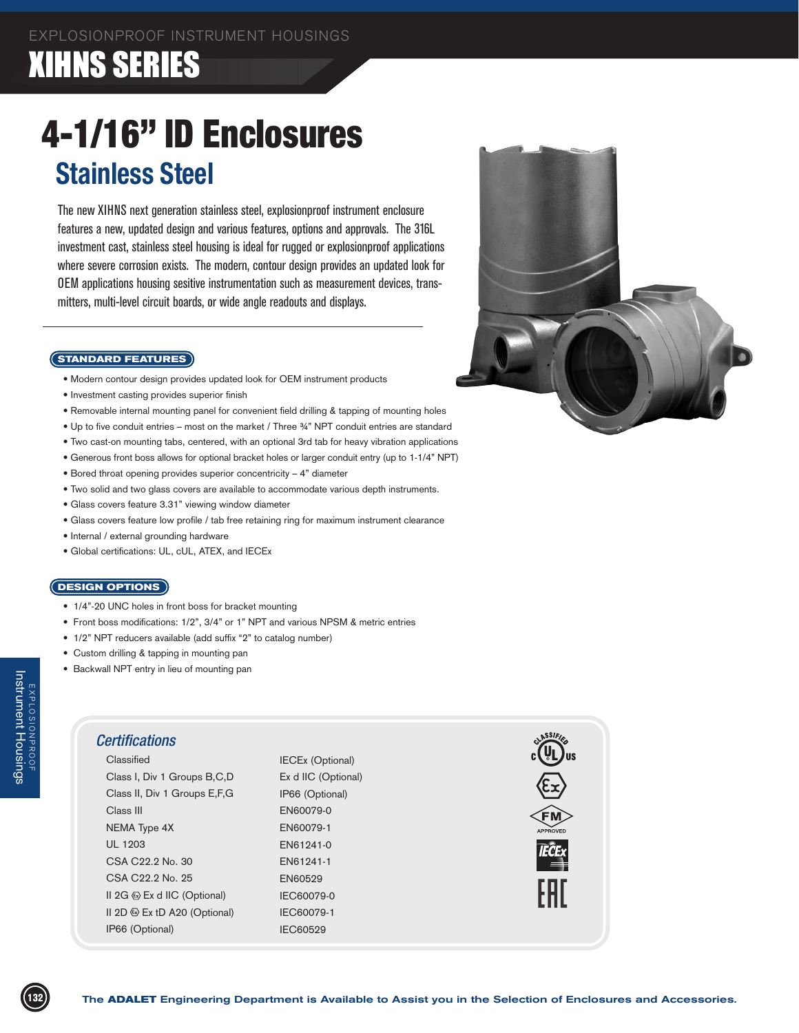EXPLOSIONPROOF INSTRUMENT HOUSINGS

# XIHNS SERIES

# 4-1/16" ID Enclosures

## Stainless Steel

The new XIHNS next generation stainless steel, explosionproof instrument enclosure features a new, updated design and various features, options and approvals. The 316L investment cast, stainless steel housing is ideal for rugged or explosionproof applications where severe corrosion exists. The modern, contour design provides an updated look for OEM applications housing sesitive instrumentation such as measurement devices, transmitters, multi-level circuit boards, or wide angle readouts and displays.

### STANDARD FEATURES

- Modern contour design provides updated look for OEM instrument products
- Investment casting provides superior finish
- Removable internal mounting panel for convenient field drilling & tapping of mounting holes
- Up to five conduit entries – most on the market / Three ¾" NPT conduit entries are standard
- Two cast-on mounting tabs, centered, with an optional 3rd tab for heavy vibration applications
- Generous front boss allows for optional bracket holes or larger conduit entry (up to 1-1/4" NPT)
- Bored throat opening provides superior concentricity – 4" diameter
- Two solid and two glass covers are available to accommodate various depth instruments.
- Glass covers feature 3.31" viewing window diameter
- Glass covers feature low profile / tab free retaining ring for maximum instrument clearance
- Internal / external grounding hardware
- Global certifications: UL, cUL, ATEX, and IECEx

### DESIGN OPTIONS

- 1/4"-20 UNC holes in front boss for bracket mounting
- Front boss modifications: 1/2", 3/4" or 1" NPT and various NPSM & metric entries
- 1/2" NPT reducers available (add suffix "2" to catalog number)
- Custom drilling & tapping in mounting pan
- Backwall NPT entry in lieu of mounting pan

### *Certifications*

| | |
|---|---|
| Classified | IECEx (Optional) |
| Class I, Div 1 Groups B,C,D | Ex d IIC (Optional) |
| Class II, Div 1 Groups E,F,G | IP66 (Optional) |
| Class III | EN60079-0 |
| NEMA Type 4X | EN60079-1 |
| UL 1203 | EN61241-0 |
| CSA C22.2 No. 30 | EN61241-1 |
| CSA C22.2 No. 25 | EN60529 |
| II 2G Ex d IIC (Optional) | IEC60079-0 |
| II 2D Ex tD A20 (Optional) | IEC60079-1 |
| IP66 (Optional) | IEC60529 |

**The ADALET Engineering Department is Available to Assist you in the Selection of Enclosures and Accessories.**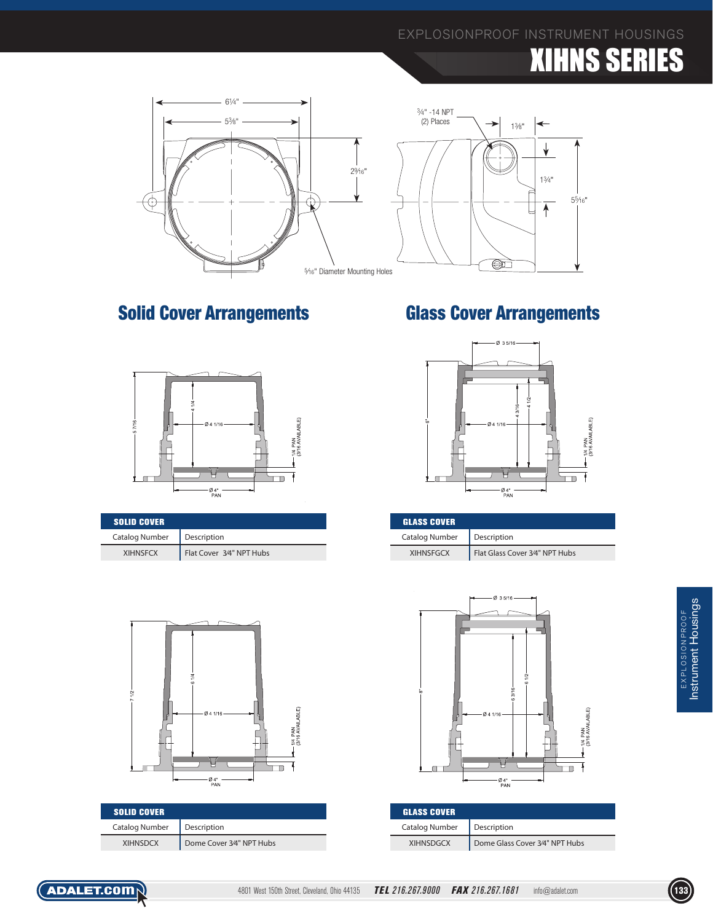EXPLOSIONPROOF INSTRUMENT HOUSINGS

# XIHNS SERIES

6¼"
5⅜"
2⁹⁄₁₆"
¾" -14 NPT
(2) Places
1⅜"
1¾"
5⁵⁄₁₆"
⁵⁄₁₆" Diameter Mounting Holes

## Solid Cover Arrangements

5 7/16
4 1/4
Ø 4 1/16
1/4 PAN (3/16 AVAILABLE)
Ø 4" PAN

| SOLID COVER | |
|---|---|
| Catalog Number | Description |
| XIHNSFCX | Flat Cover 3⁄4" NPT Hubs |

7 1/2
6 1/4
Ø 4 1/16
1/4 PAN (3/16 AVAILABLE)
Ø 4" PAN

| SOLID COVER | |
|---|---|
| Catalog Number | Description |
| XIHNSDCX | Dome Cover 3⁄4" NPT Hubs |

## Glass Cover Arrangements

Ø 3 5/16
6"
4 3/16
4 1/2
Ø 4 1/16
1/4 PAN (3/16 AVAILABLE)
Ø 4" PAN

| GLASS COVER | |
|---|---|
| Catalog Number | Description |
| XIHNSFGCX | Flat Glass Cover 3⁄4" NPT Hubs |

Ø 3 5/16
8"
6 3/16
6 1/2
Ø 4 1/16
1/4 PAN (3/16 AVAILABLE)
Ø 4" PAN

| GLASS COVER | |
|---|---|
| Catalog Number | Description |
| XIHNSDGCX | Dome Glass Cover 3⁄4" NPT Hubs |

EXPLOSIONPROOF Instrument Housings

ADALET.COM 4801 West 150th Street, Cleveland, Ohio 44135 **TEL** 216.267.9000 **FAX** 216.267.1681 info@adalet.com